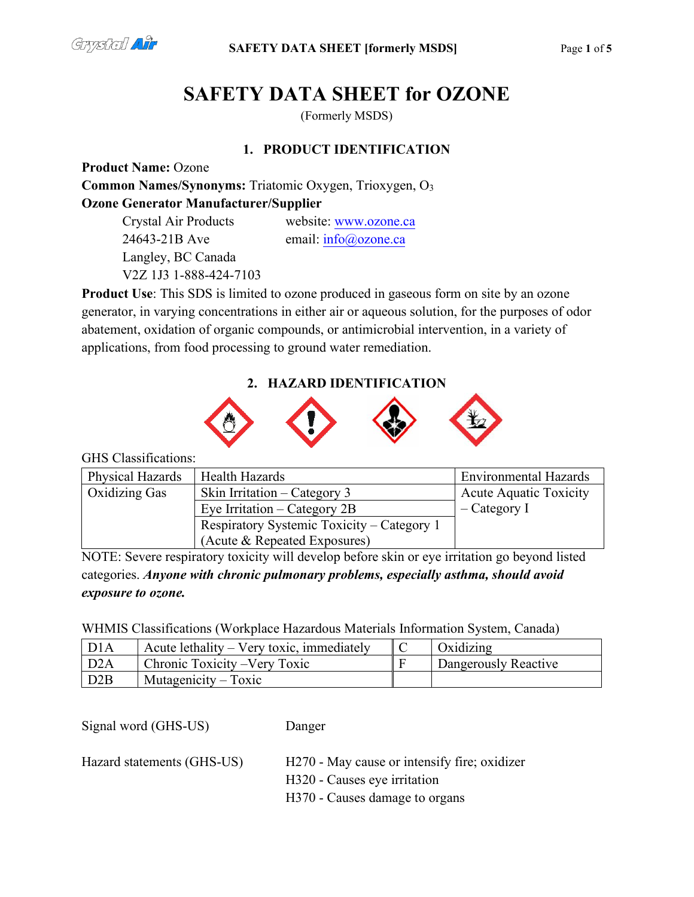# SAFETY DATA SHEET for OZONE

(Formerly MSDS)

## 1. PRODUCT IDENTIFICATION

**Product Name:** Ozone

**Common Names/Synonyms:** Triatomic Oxygen, Trioxygen, $O_3$

**Ozone Generator Manufacturer/Supplier**

Crystal Air Products
24643-21B Ave
Langley, BC Canada
V2Z 1J3 1-888-424-7103

website: www.ozone.ca
email: info@ozone.ca

**Product Use**: This SDS is limited to ozone produced in gaseous form on site by an ozone generator, in varying concentrations in either air or aqueous solution, for the purposes of odor abatement, oxidation of organic compounds, or antimicrobial intervention, in a variety of applications, from food processing to ground water remediation.

## 2. HAZARD IDENTIFICATION

GHS Classifications:

| Physical Hazards | Health Hazards | Environmental Hazards |
|---|---|---|
| Oxidizing Gas | Skin Irritation – Category 3 | Acute Aquatic Toxicity – Category I |
| | Eye Irritation – Category 2B | |
| | Respiratory Systemic Toxicity – Category 1 (Acute & Repeated Exposures) | |

NOTE: Severe respiratory toxicity will develop before skin or eye irritation go beyond listed categories. ***Anyone with chronic pulmonary problems, especially asthma, should avoid exposure to ozone.***

WHMIS Classifications (Workplace Hazardous Materials Information System, Canada)

| | | | |
|---|---|---|---|
| D1A | Acute lethality – Very toxic, immediately | C | Oxidizing |
| D2A | Chronic Toxicity –Very Toxic | F | Dangerously Reactive |
| D2B | Mutagenicity – Toxic | | |

Signal word (GHS-US) Danger

Hazard statements (GHS-US)

H270 - May cause or intensify fire; oxidizer
H320 - Causes eye irritation
H370 - Causes damage to organs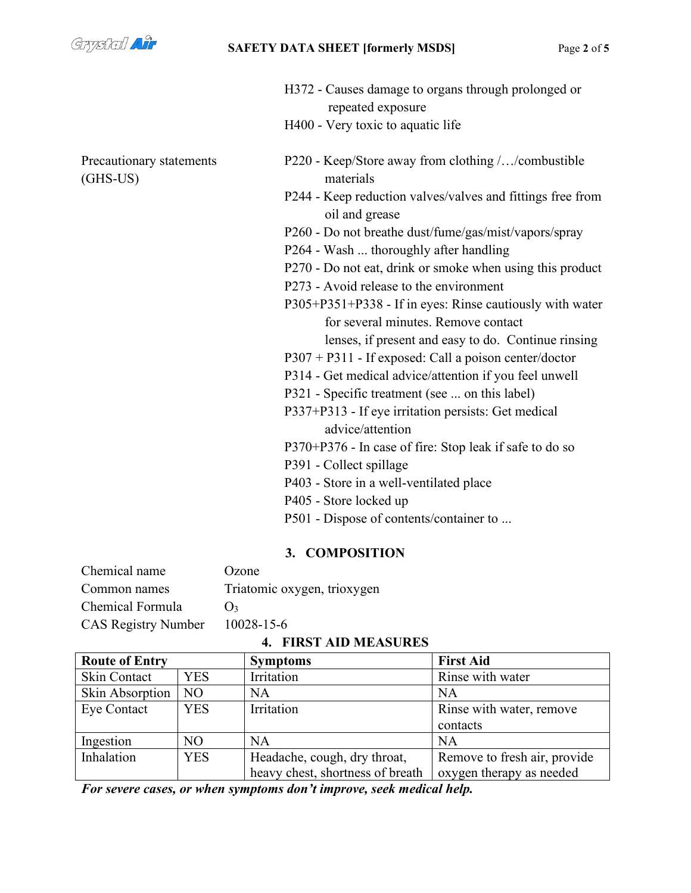H372 - Causes damage to organs through prolonged or repeated exposure
H400 - Very toxic to aquatic life

Precautionary statements (GHS-US)

P220 - Keep/Store away from clothing /…/combustible materials
P244 - Keep reduction valves/valves and fittings free from oil and grease
P260 - Do not breathe dust/fume/gas/mist/vapors/spray
P264 - Wash ... thoroughly after handling
P270 - Do not eat, drink or smoke when using this product
P273 - Avoid release to the environment
P305+P351+P338 - If in eyes: Rinse cautiously with water for several minutes. Remove contact lenses, if present and easy to do. Continue rinsing
P307 + P311 - If exposed: Call a poison center/doctor
P314 - Get medical advice/attention if you feel unwell
P321 - Specific treatment (see ... on this label)
P337+P313 - If eye irritation persists: Get medical advice/attention
P370+P376 - In case of fire: Stop leak if safe to do so
P391 - Collect spillage
P403 - Store in a well-ventilated place
P405 - Store locked up
P501 - Dispose of contents/container to ...

## 3. COMPOSITION

Chemical name: Ozone
Common names: Triatomic oxygen, trioxygen
Chemical Formula: $O_3$
CAS Registry Number: 10028-15-6

## 4. FIRST AID MEASURES

| Route of Entry | | Symptoms | First Aid |
|---|---|---|---|
| Skin Contact | YES | Irritation | Rinse with water |
| Skin Absorption | NO | NA | NA |
| Eye Contact | YES | Irritation | Rinse with water, remove contacts |
| Ingestion | NO | NA | NA |
| Inhalation | YES | Headache, cough, dry throat, heavy chest, shortness of breath | Remove to fresh air, provide oxygen therapy as needed |

***For severe cases, or when symptoms don't improve, seek medical help.***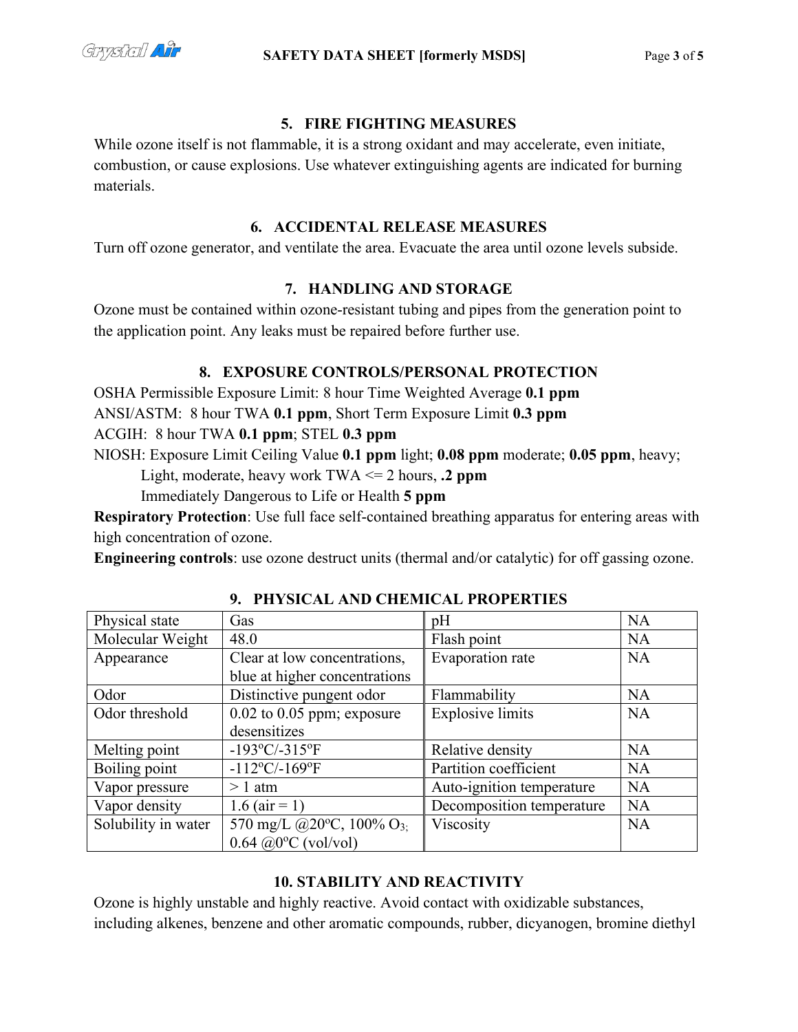## 5. FIRE FIGHTING MEASURES

While ozone itself is not flammable, it is a strong oxidant and may accelerate, even initiate, combustion, or cause explosions. Use whatever extinguishing agents are indicated for burning materials.

## 6. ACCIDENTAL RELEASE MEASURES

Turn off ozone generator, and ventilate the area. Evacuate the area until ozone levels subside.

## 7. HANDLING AND STORAGE

Ozone must be contained within ozone-resistant tubing and pipes from the generation point to the application point. Any leaks must be repaired before further use.

## 8. EXPOSURE CONTROLS/PERSONAL PROTECTION

OSHA Permissible Exposure Limit: 8 hour Time Weighted Average **0.1 ppm**

ANSI/ASTM: 8 hour TWA **0.1 ppm**, Short Term Exposure Limit **0.3 ppm**

ACGIH: 8 hour TWA **0.1 ppm**; STEL **0.3 ppm**

NIOSH: Exposure Limit Ceiling Value **0.1 ppm** light; **0.08 ppm** moderate; **0.05 ppm**, heavy;
Light, moderate, heavy work TWA <= 2 hours, **.2 ppm**
Immediately Dangerous to Life or Health **5 ppm**

**Respiratory Protection**: Use full face self-contained breathing apparatus for entering areas with high concentration of ozone.

**Engineering controls**: use ozone destruct units (thermal and/or catalytic) for off gassing ozone.

## 9. PHYSICAL AND CHEMICAL PROPERTIES

| Physical state | Gas | pH | NA |
|---|---|---|---|
| Molecular Weight | 48.0 | Flash point | NA |
| Appearance | Clear at low concentrations, blue at higher concentrations | Evaporation rate | NA |
| Odor | Distinctive pungent odor | Flammability | NA |
| Odor threshold | 0.02 to 0.05 ppm; exposure desensitizes | Explosive limits | NA |
| Melting point | -193ºC/-315ºF | Relative density | NA |
| Boiling point | -112ºC/-169ºF | Partition coefficient | NA |
| Vapor pressure | > 1 atm | Auto-ignition temperature | NA |
| Vapor density | 1.6 (air = 1) | Decomposition temperature | NA |
| Solubility in water | 570 mg/L @20ºC, 100% $O_3$; 0.64 @0ºC (vol/vol) | Viscosity | NA |

## 10. STABILITY AND REACTIVITY

Ozone is highly unstable and highly reactive. Avoid contact with oxidizable substances, including alkenes, benzene and other aromatic compounds, rubber, dicyanogen, bromine diethyl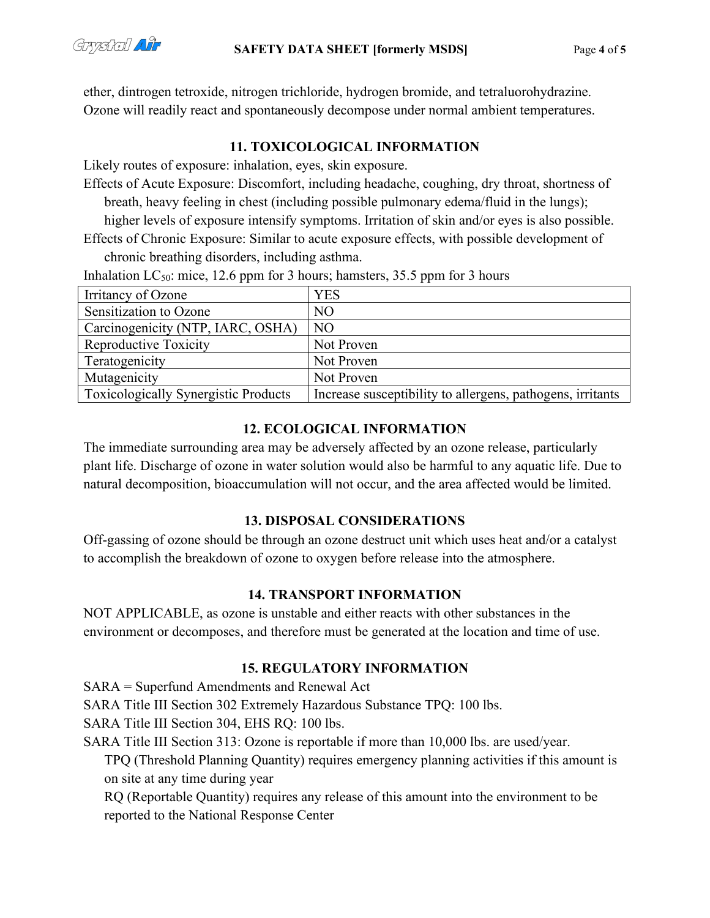ether, dintrogen tetroxide, nitrogen trichloride, hydrogen bromide, and tetraluorohydrazine. Ozone will readily react and spontaneously decompose under normal ambient temperatures.

## 11. TOXICOLOGICAL INFORMATION

Likely routes of exposure: inhalation, eyes, skin exposure.

Effects of Acute Exposure: Discomfort, including headache, coughing, dry throat, shortness of breath, heavy feeling in chest (including possible pulmonary edema/fluid in the lungs); higher levels of exposure intensify symptoms. Irritation of skin and/or eyes is also possible.

Effects of Chronic Exposure: Similar to acute exposure effects, with possible development of chronic breathing disorders, including asthma.

Inhalation $LC_{50}$: mice, 12.6 ppm for 3 hours; hamsters, 35.5 ppm for 3 hours

| Irritancy of Ozone | YES |
|---|---|
| Sensitization to Ozone | NO |
| Carcinogenicity (NTP, IARC, OSHA) | NO |
| Reproductive Toxicity | Not Proven |
| Teratogenicity | Not Proven |
| Mutagenicity | Not Proven |
| Toxicologically Synergistic Products | Increase susceptibility to allergens, pathogens, irritants |

## 12. ECOLOGICAL INFORMATION

The immediate surrounding area may be adversely affected by an ozone release, particularly plant life. Discharge of ozone in water solution would also be harmful to any aquatic life. Due to natural decomposition, bioaccumulation will not occur, and the area affected would be limited.

## 13. DISPOSAL CONSIDERATIONS

Off-gassing of ozone should be through an ozone destruct unit which uses heat and/or a catalyst to accomplish the breakdown of ozone to oxygen before release into the atmosphere.

## 14. TRANSPORT INFORMATION

NOT APPLICABLE, as ozone is unstable and either reacts with other substances in the environment or decomposes, and therefore must be generated at the location and time of use.

## 15. REGULATORY INFORMATION

SARA = Superfund Amendments and Renewal Act

SARA Title III Section 302 Extremely Hazardous Substance TPQ: 100 lbs.

SARA Title III Section 304, EHS RQ: 100 lbs.

SARA Title III Section 313: Ozone is reportable if more than 10,000 lbs. are used/year.

- TPQ (Threshold Planning Quantity) requires emergency planning activities if this amount is on site at any time during year
- RQ (Reportable Quantity) requires any release of this amount into the environment to be reported to the National Response Center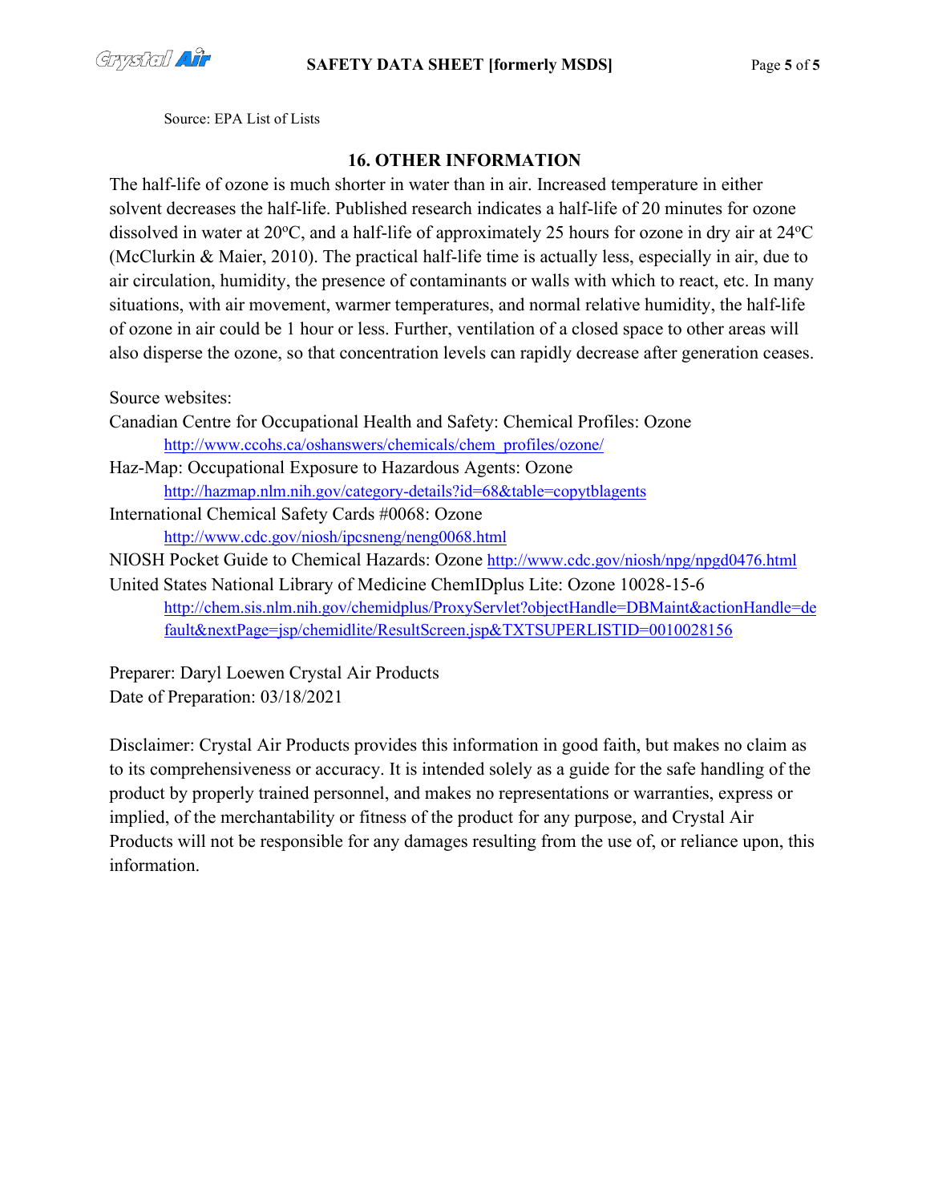Source: EPA List of Lists

## 16. OTHER INFORMATION

The half-life of ozone is much shorter in water than in air. Increased temperature in either solvent decreases the half-life. Published research indicates a half-life of 20 minutes for ozone dissolved in water at 20°C, and a half-life of approximately 25 hours for ozone in dry air at 24°C (McClurkin & Maier, 2010). The practical half-life time is actually less, especially in air, due to air circulation, humidity, the presence of contaminants or walls with which to react, etc. In many situations, with air movement, warmer temperatures, and normal relative humidity, the half-life of ozone in air could be 1 hour or less. Further, ventilation of a closed space to other areas will also disperse the ozone, so that concentration levels can rapidly decrease after generation ceases.

Source websites:

Canadian Centre for Occupational Health and Safety: Chemical Profiles: Ozone
http://www.ccohs.ca/oshanswers/chemicals/chem_profiles/ozone/

Haz-Map: Occupational Exposure to Hazardous Agents: Ozone
http://hazmap.nlm.nih.gov/category-details?id=68&table=copytblagents

International Chemical Safety Cards #0068: Ozone
http://www.cdc.gov/niosh/ipcsneng/neng0068.html

NIOSH Pocket Guide to Chemical Hazards: Ozone http://www.cdc.gov/niosh/npg/npgd0476.html

United States National Library of Medicine ChemIDplus Lite: Ozone 10028-15-6
http://chem.sis.nlm.nih.gov/chemidplus/ProxyServlet?objectHandle=DBMaint&actionHandle=default&nextPage=jsp/chemidlite/ResultScreen.jsp&TXTSUPERLISTID=0010028156

Preparer: Daryl Loewen Crystal Air Products
Date of Preparation: 03/18/2021

Disclaimer: Crystal Air Products provides this information in good faith, but makes no claim as to its comprehensiveness or accuracy. It is intended solely as a guide for the safe handling of the product by properly trained personnel, and makes no representations or warranties, express or implied, of the merchantability or fitness of the product for any purpose, and Crystal Air Products will not be responsible for any damages resulting from the use of, or reliance upon, this information.